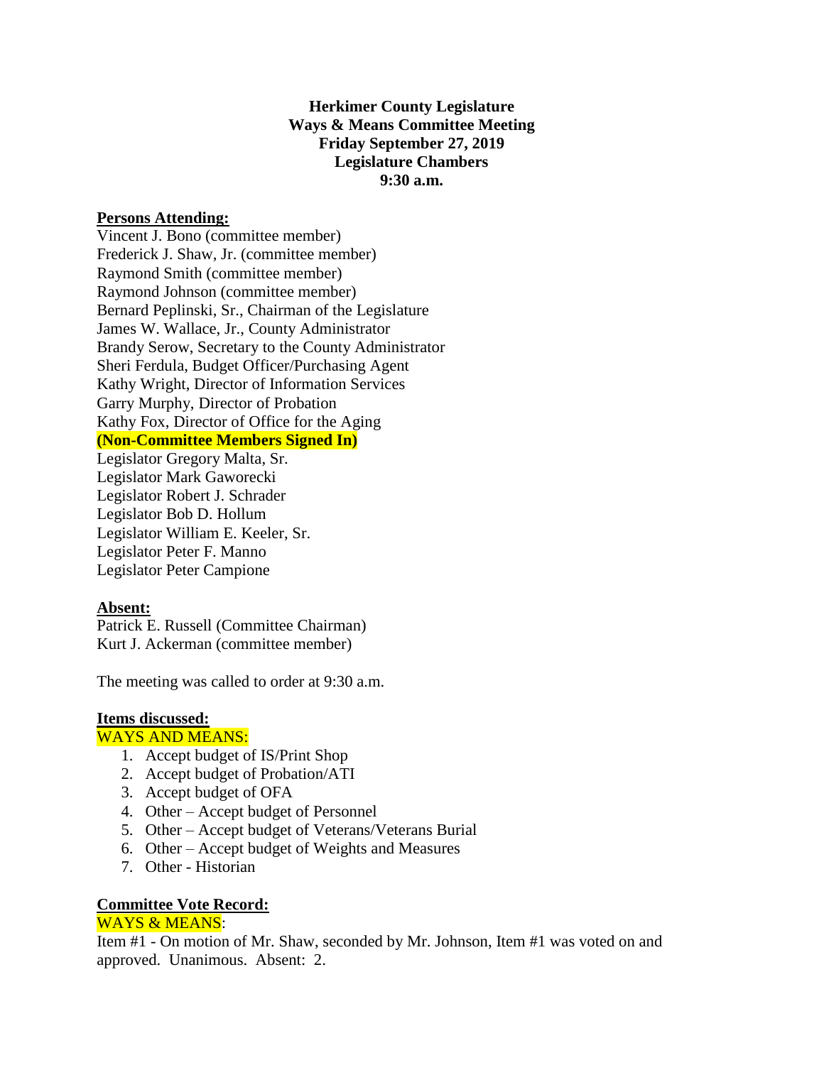**Herkimer County Legislature**
**Ways & Means Committee Meeting**
**Friday September 27, 2019**
**Legislature Chambers**
**9:30 a.m.**

**Persons Attending:**

Vincent J. Bono (committee member)
Frederick J. Shaw, Jr. (committee member)
Raymond Smith (committee member)
Raymond Johnson (committee member)
Bernard Peplinski, Sr., Chairman of the Legislature
James W. Wallace, Jr., County Administrator
Brandy Serow, Secretary to the County Administrator
Sheri Ferdula, Budget Officer/Purchasing Agent
Kathy Wright, Director of Information Services
Garry Murphy, Director of Probation
Kathy Fox, Director of Office for the Aging

**(Non-Committee Members Signed In)**

Legislator Gregory Malta, Sr.
Legislator Mark Gaworecki
Legislator Robert J. Schrader
Legislator Bob D. Hollum
Legislator William E. Keeler, Sr.
Legislator Peter F. Manno
Legislator Peter Campione

**Absent:**

Patrick E. Russell (Committee Chairman)
Kurt J. Ackerman (committee member)

The meeting was called to order at 9:30 a.m.

**Items discussed:**

WAYS AND MEANS:

1. Accept budget of IS/Print Shop
2. Accept budget of Probation/ATI
3. Accept budget of OFA
4. Other – Accept budget of Personnel
5. Other – Accept budget of Veterans/Veterans Burial
6. Other – Accept budget of Weights and Measures
7. Other - Historian

**Committee Vote Record:**

WAYS & MEANS:

Item #1 - On motion of Mr. Shaw, seconded by Mr. Johnson, Item #1 was voted on and approved. Unanimous. Absent: 2.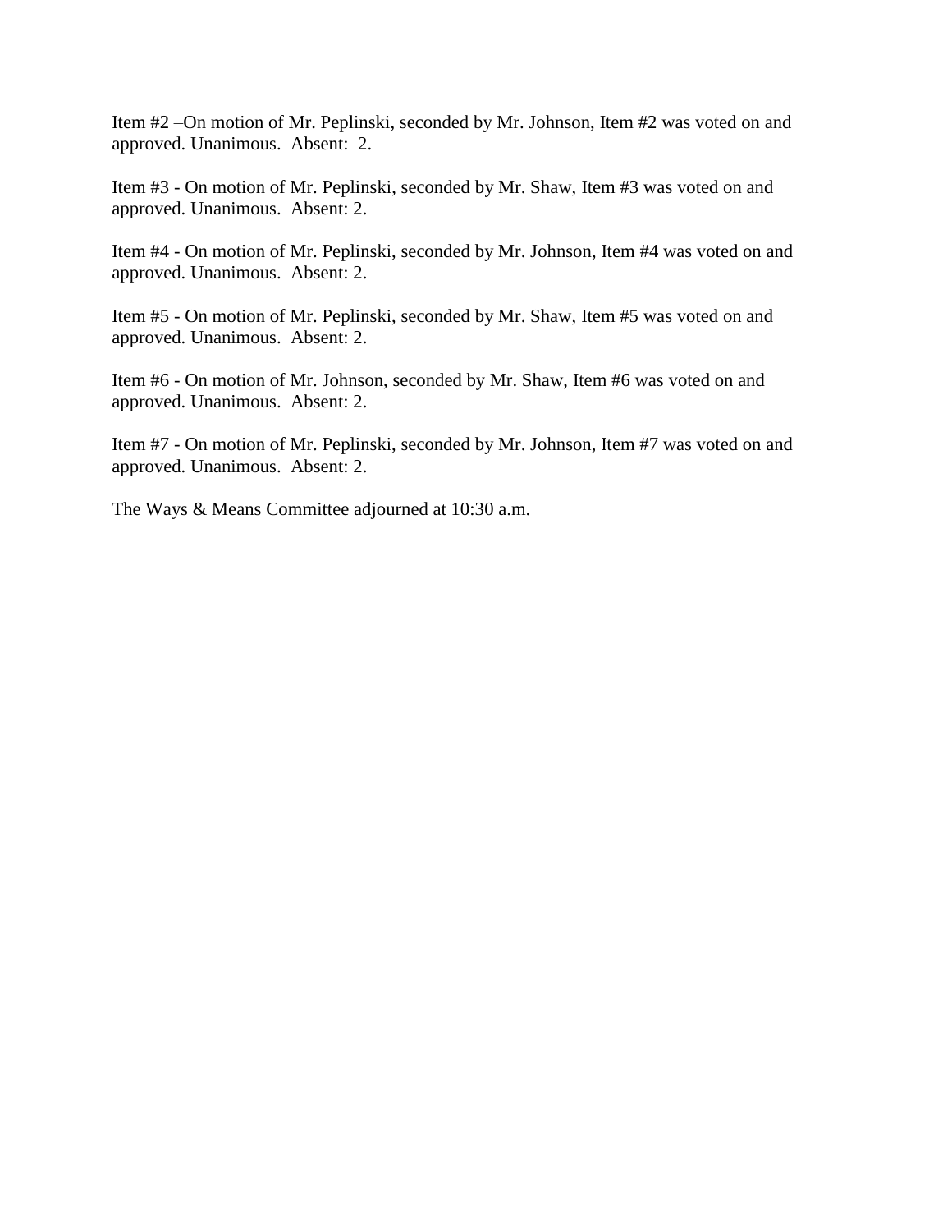Item #2 –On motion of Mr. Peplinski, seconded by Mr. Johnson, Item #2 was voted on and approved. Unanimous. Absent: 2.

Item #3 - On motion of Mr. Peplinski, seconded by Mr. Shaw, Item #3 was voted on and approved. Unanimous. Absent: 2.

Item #4 - On motion of Mr. Peplinski, seconded by Mr. Johnson, Item #4 was voted on and approved. Unanimous. Absent: 2.

Item #5 - On motion of Mr. Peplinski, seconded by Mr. Shaw, Item #5 was voted on and approved. Unanimous. Absent: 2.

Item #6 - On motion of Mr. Johnson, seconded by Mr. Shaw, Item #6 was voted on and approved. Unanimous. Absent: 2.

Item #7 - On motion of Mr. Peplinski, seconded by Mr. Johnson, Item #7 was voted on and approved. Unanimous. Absent: 2.

The Ways & Means Committee adjourned at 10:30 a.m.